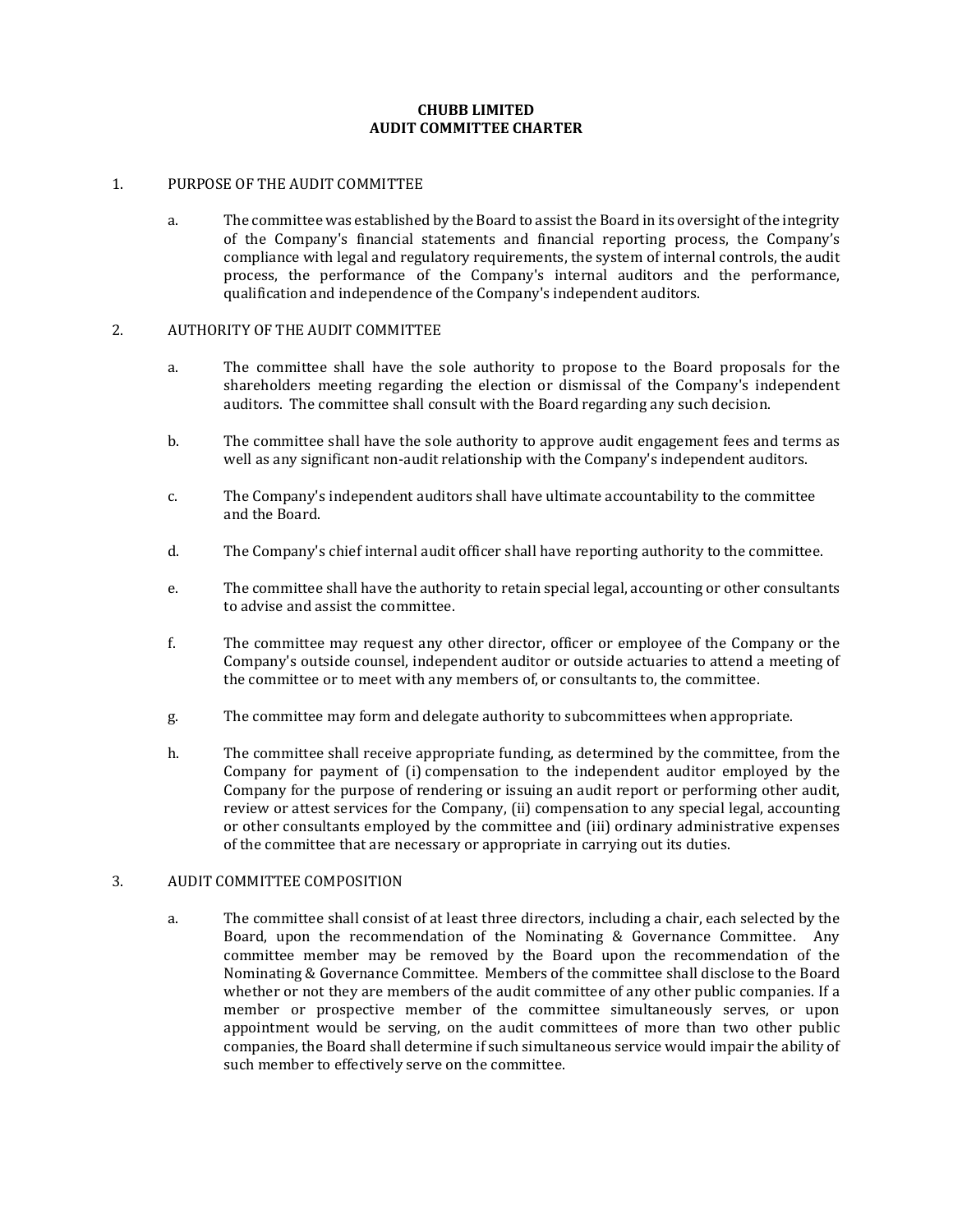# CHUBB LIMITED
# AUDIT COMMITTEE CHARTER

## 1. PURPOSE OF THE AUDIT COMMITTEE

a. The committee was established by the Board to assist the Board in its oversight of the integrity of the Company's financial statements and financial reporting process, the Company's compliance with legal and regulatory requirements, the system of internal controls, the audit process, the performance of the Company's internal auditors and the performance, qualification and independence of the Company's independent auditors.

## 2. AUTHORITY OF THE AUDIT COMMITTEE

a. The committee shall have the sole authority to propose to the Board proposals for the shareholders meeting regarding the election or dismissal of the Company's independent auditors. The committee shall consult with the Board regarding any such decision.

b. The committee shall have the sole authority to approve audit engagement fees and terms as well as any significant non-audit relationship with the Company's independent auditors.

c. The Company's independent auditors shall have ultimate accountability to the committee and the Board.

d. The Company's chief internal audit officer shall have reporting authority to the committee.

e. The committee shall have the authority to retain special legal, accounting or other consultants to advise and assist the committee.

f. The committee may request any other director, officer or employee of the Company or the Company's outside counsel, independent auditor or outside actuaries to attend a meeting of the committee or to meet with any members of, or consultants to, the committee.

g. The committee may form and delegate authority to subcommittees when appropriate.

h. The committee shall receive appropriate funding, as determined by the committee, from the Company for payment of (i) compensation to the independent auditor employed by the Company for the purpose of rendering or issuing an audit report or performing other audit, review or attest services for the Company, (ii) compensation to any special legal, accounting or other consultants employed by the committee and (iii) ordinary administrative expenses of the committee that are necessary or appropriate in carrying out its duties.

## 3. AUDIT COMMITTEE COMPOSITION

a. The committee shall consist of at least three directors, including a chair, each selected by the Board, upon the recommendation of the Nominating & Governance Committee. Any committee member may be removed by the Board upon the recommendation of the Nominating & Governance Committee. Members of the committee shall disclose to the Board whether or not they are members of the audit committee of any other public companies. If a member or prospective member of the committee simultaneously serves, or upon appointment would be serving, on the audit committees of more than two other public companies, the Board shall determine if such simultaneous service would impair the ability of such member to effectively serve on the committee.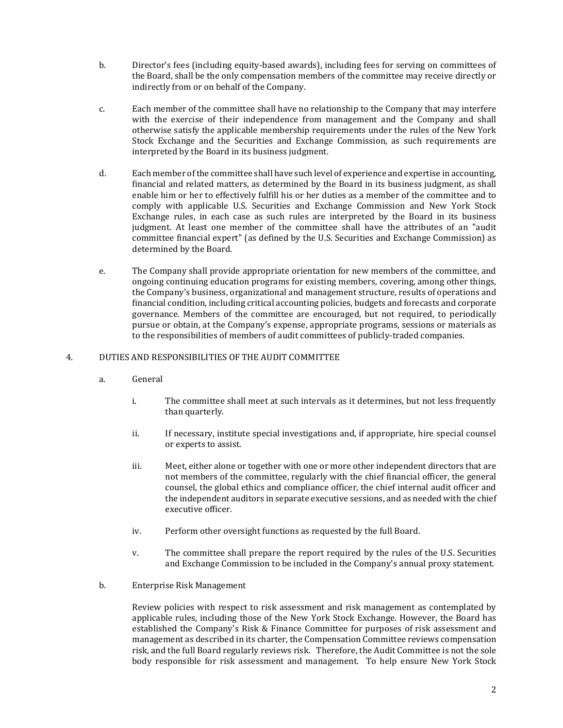b. Director's fees (including equity-based awards), including fees for serving on committees of the Board, shall be the only compensation members of the committee may receive directly or indirectly from or on behalf of the Company.

c. Each member of the committee shall have no relationship to the Company that may interfere with the exercise of their independence from management and the Company and shall otherwise satisfy the applicable membership requirements under the rules of the New York Stock Exchange and the Securities and Exchange Commission, as such requirements are interpreted by the Board in its business judgment.

d. Each member of the committee shall have such level of experience and expertise in accounting, financial and related matters, as determined by the Board in its business judgment, as shall enable him or her to effectively fulfill his or her duties as a member of the committee and to comply with applicable U.S. Securities and Exchange Commission and New York Stock Exchange rules, in each case as such rules are interpreted by the Board in its business judgment. At least one member of the committee shall have the attributes of an "audit committee financial expert" (as defined by the U.S. Securities and Exchange Commission) as determined by the Board.

e. The Company shall provide appropriate orientation for new members of the committee, and ongoing continuing education programs for existing members, covering, among other things, the Company's business, organizational and management structure, results of operations and financial condition, including critical accounting policies, budgets and forecasts and corporate governance. Members of the committee are encouraged, but not required, to periodically pursue or obtain, at the Company's expense, appropriate programs, sessions or materials as to the responsibilities of members of audit committees of publicly-traded companies.

## 4. DUTIES AND RESPONSIBILITIES OF THE AUDIT COMMITTEE

a. General

i. The committee shall meet at such intervals as it determines, but not less frequently than quarterly.

ii. If necessary, institute special investigations and, if appropriate, hire special counsel or experts to assist.

iii. Meet, either alone or together with one or more other independent directors that are not members of the committee, regularly with the chief financial officer, the general counsel, the global ethics and compliance officer, the chief internal audit officer and the independent auditors in separate executive sessions, and as needed with the chief executive officer.

iv. Perform other oversight functions as requested by the full Board.

v. The committee shall prepare the report required by the rules of the U.S. Securities and Exchange Commission to be included in the Company's annual proxy statement.

b. Enterprise Risk Management

Review policies with respect to risk assessment and risk management as contemplated by applicable rules, including those of the New York Stock Exchange. However, the Board has established the Company's Risk & Finance Committee for purposes of risk assessment and management as described in its charter, the Compensation Committee reviews compensation risk, and the full Board regularly reviews risk. Therefore, the Audit Committee is not the sole body responsible for risk assessment and management. To help ensure New York Stock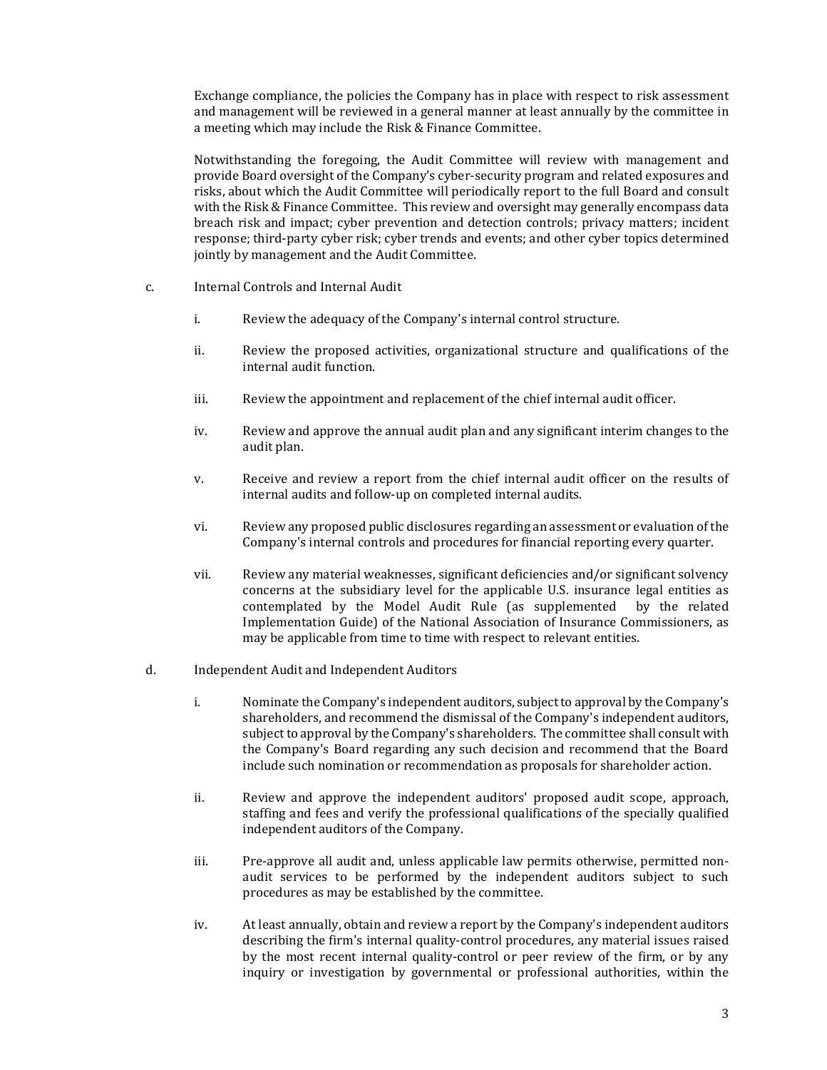Exchange compliance, the policies the Company has in place with respect to risk assessment and management will be reviewed in a general manner at least annually by the committee in a meeting which may include the Risk & Finance Committee.

Notwithstanding the foregoing, the Audit Committee will review with management and provide Board oversight of the Company's cyber-security program and related exposures and risks, about which the Audit Committee will periodically report to the full Board and consult with the Risk & Finance Committee. This review and oversight may generally encompass data breach risk and impact; cyber prevention and detection controls; privacy matters; incident response; third-party cyber risk; cyber trends and events; and other cyber topics determined jointly by management and the Audit Committee.

c. Internal Controls and Internal Audit

i. Review the adequacy of the Company's internal control structure.

ii. Review the proposed activities, organizational structure and qualifications of the internal audit function.

iii. Review the appointment and replacement of the chief internal audit officer.

iv. Review and approve the annual audit plan and any significant interim changes to the audit plan.

v. Receive and review a report from the chief internal audit officer on the results of internal audits and follow-up on completed internal audits.

vi. Review any proposed public disclosures regarding an assessment or evaluation of the Company's internal controls and procedures for financial reporting every quarter.

vii. Review any material weaknesses, significant deficiencies and/or significant solvency concerns at the subsidiary level for the applicable U.S. insurance legal entities as contemplated by the Model Audit Rule (as supplemented by the related Implementation Guide) of the National Association of Insurance Commissioners, as may be applicable from time to time with respect to relevant entities.

d. Independent Audit and Independent Auditors

i. Nominate the Company's independent auditors, subject to approval by the Company's shareholders, and recommend the dismissal of the Company's independent auditors, subject to approval by the Company's shareholders. The committee shall consult with the Company's Board regarding any such decision and recommend that the Board include such nomination or recommendation as proposals for shareholder action.

ii. Review and approve the independent auditors' proposed audit scope, approach, staffing and fees and verify the professional qualifications of the specially qualified independent auditors of the Company.

iii. Pre-approve all audit and, unless applicable law permits otherwise, permitted non-audit services to be performed by the independent auditors subject to such procedures as may be established by the committee.

iv. At least annually, obtain and review a report by the Company's independent auditors describing the firm's internal quality-control procedures, any material issues raised by the most recent internal quality-control or peer review of the firm, or by any inquiry or investigation by governmental or professional authorities, within the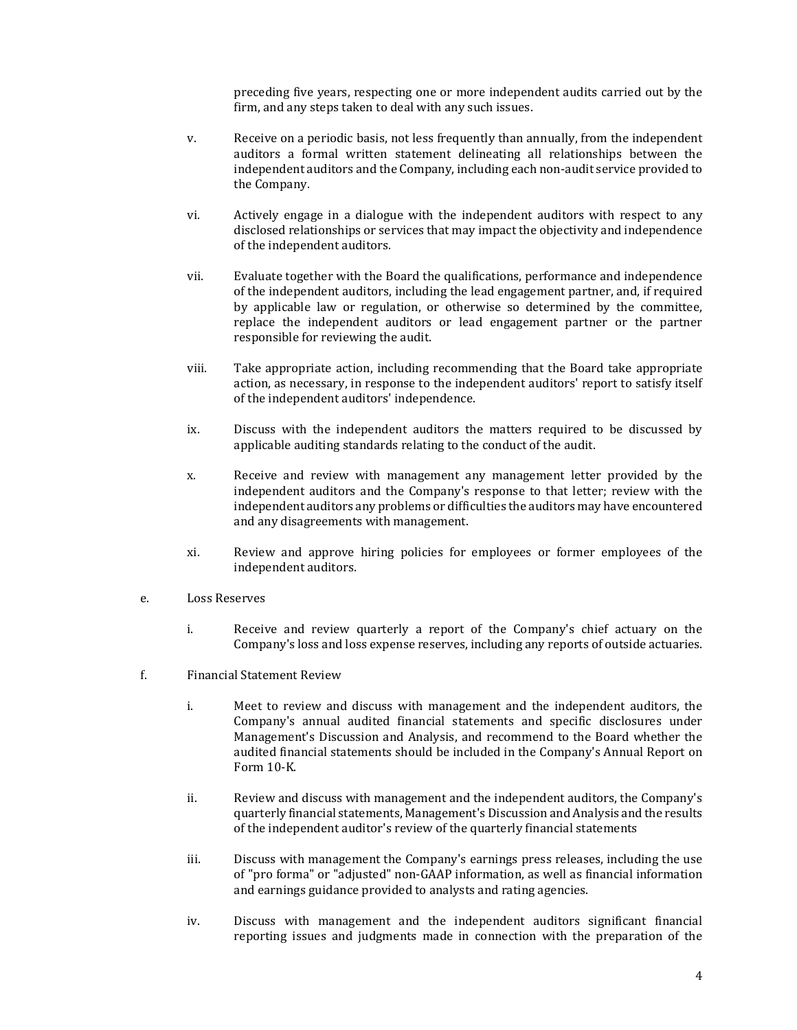preceding five years, respecting one or more independent audits carried out by the firm, and any steps taken to deal with any such issues.

v. Receive on a periodic basis, not less frequently than annually, from the independent auditors a formal written statement delineating all relationships between the independent auditors and the Company, including each non-audit service provided to the Company.

vi. Actively engage in a dialogue with the independent auditors with respect to any disclosed relationships or services that may impact the objectivity and independence of the independent auditors.

vii. Evaluate together with the Board the qualifications, performance and independence of the independent auditors, including the lead engagement partner, and, if required by applicable law or regulation, or otherwise so determined by the committee, replace the independent auditors or lead engagement partner or the partner responsible for reviewing the audit.

viii. Take appropriate action, including recommending that the Board take appropriate action, as necessary, in response to the independent auditors' report to satisfy itself of the independent auditors' independence.

ix. Discuss with the independent auditors the matters required to be discussed by applicable auditing standards relating to the conduct of the audit.

x. Receive and review with management any management letter provided by the independent auditors and the Company's response to that letter; review with the independent auditors any problems or difficulties the auditors may have encountered and any disagreements with management.

xi. Review and approve hiring policies for employees or former employees of the independent auditors.

e. Loss Reserves

i. Receive and review quarterly a report of the Company's chief actuary on the Company's loss and loss expense reserves, including any reports of outside actuaries.

f. Financial Statement Review

i. Meet to review and discuss with management and the independent auditors, the Company's annual audited financial statements and specific disclosures under Management's Discussion and Analysis, and recommend to the Board whether the audited financial statements should be included in the Company's Annual Report on Form 10-K.

ii. Review and discuss with management and the independent auditors, the Company's quarterly financial statements, Management's Discussion and Analysis and the results of the independent auditor's review of the quarterly financial statements

iii. Discuss with management the Company's earnings press releases, including the use of "pro forma" or "adjusted" non-GAAP information, as well as financial information and earnings guidance provided to analysts and rating agencies.

iv. Discuss with management and the independent auditors significant financial reporting issues and judgments made in connection with the preparation of the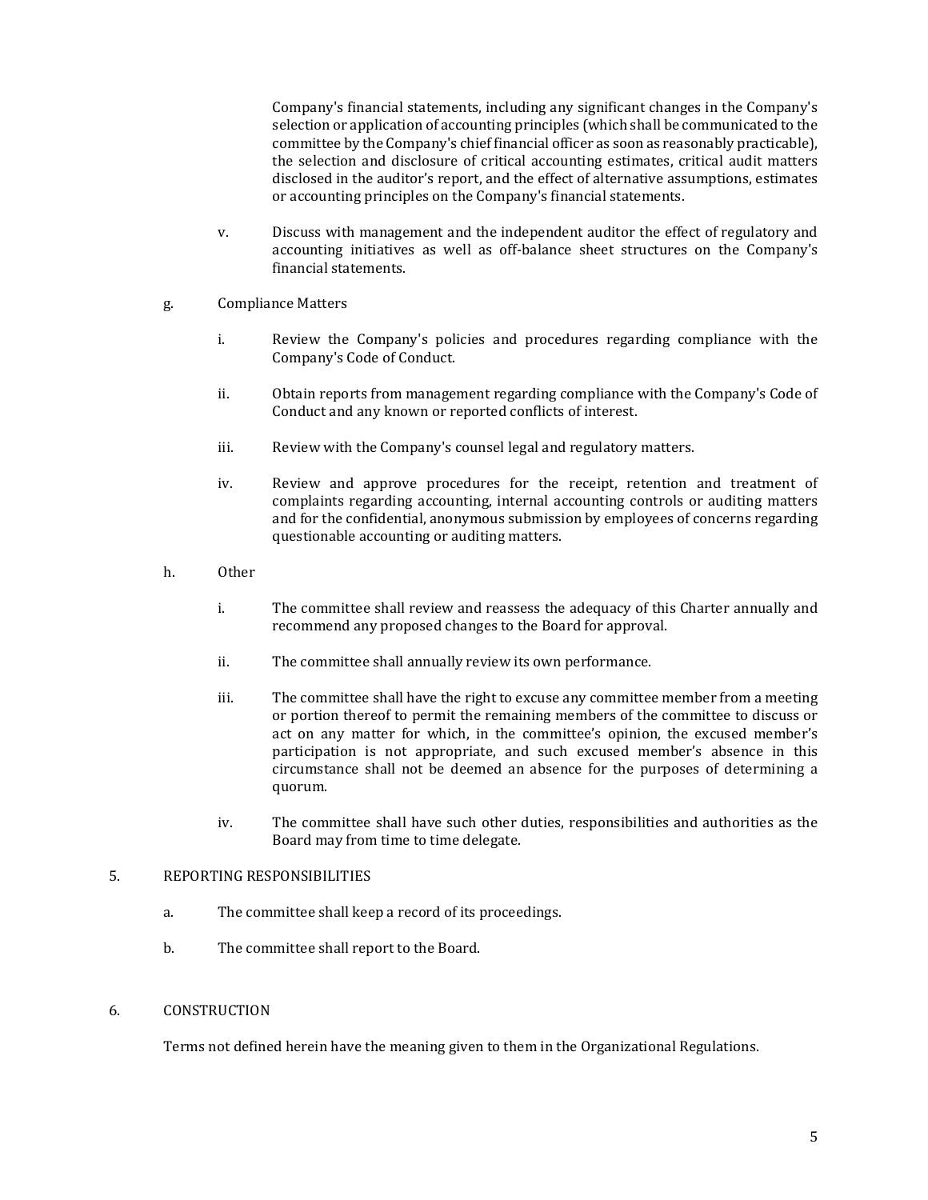Company's financial statements, including any significant changes in the Company's selection or application of accounting principles (which shall be communicated to the committee by the Company's chief financial officer as soon as reasonably practicable), the selection and disclosure of critical accounting estimates, critical audit matters disclosed in the auditor's report, and the effect of alternative assumptions, estimates or accounting principles on the Company's financial statements.

v. Discuss with management and the independent auditor the effect of regulatory and accounting initiatives as well as off-balance sheet structures on the Company's financial statements.

g. Compliance Matters

i. Review the Company's policies and procedures regarding compliance with the Company's Code of Conduct.

ii. Obtain reports from management regarding compliance with the Company's Code of Conduct and any known or reported conflicts of interest.

iii. Review with the Company's counsel legal and regulatory matters.

iv. Review and approve procedures for the receipt, retention and treatment of complaints regarding accounting, internal accounting controls or auditing matters and for the confidential, anonymous submission by employees of concerns regarding questionable accounting or auditing matters.

h. Other

i. The committee shall review and reassess the adequacy of this Charter annually and recommend any proposed changes to the Board for approval.

ii. The committee shall annually review its own performance.

iii. The committee shall have the right to excuse any committee member from a meeting or portion thereof to permit the remaining members of the committee to discuss or act on any matter for which, in the committee's opinion, the excused member's participation is not appropriate, and such excused member's absence in this circumstance shall not be deemed an absence for the purposes of determining a quorum.

iv. The committee shall have such other duties, responsibilities and authorities as the Board may from time to time delegate.

## 5. REPORTING RESPONSIBILITIES

a. The committee shall keep a record of its proceedings.

b. The committee shall report to the Board.

## 6. CONSTRUCTION

Terms not defined herein have the meaning given to them in the Organizational Regulations.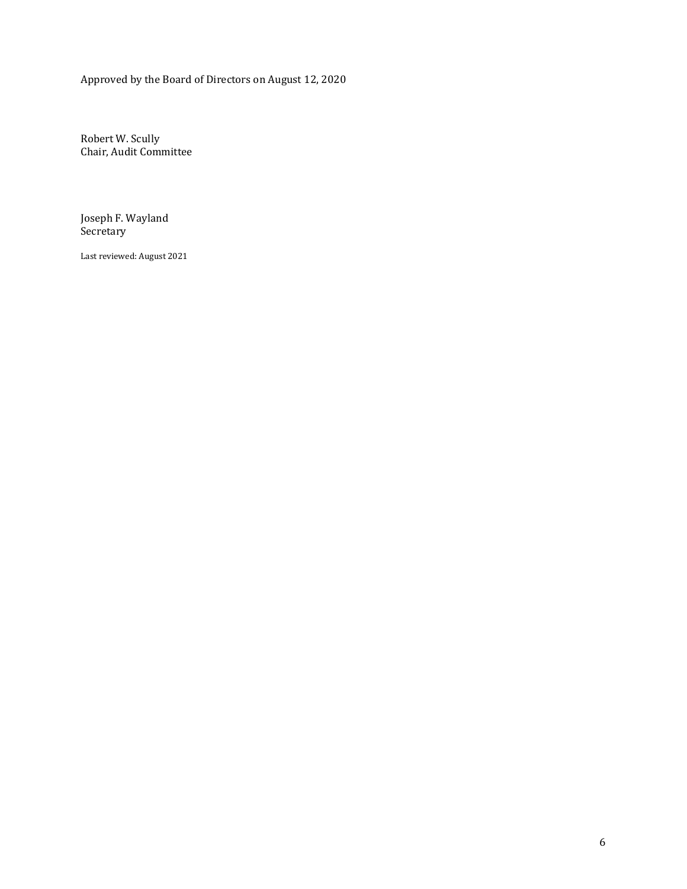Approved by the Board of Directors on August 12, 2020

Robert W. Scully
Chair, Audit Committee

Joseph F. Wayland
Secretary

Last reviewed: August 2021